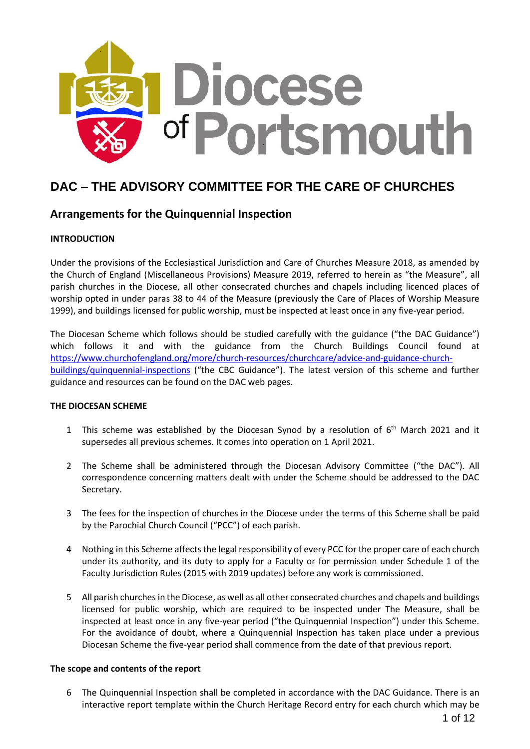Diocese of Portsmouth

# DAC – THE ADVISORY COMMITTEE FOR THE CARE OF CHURCHES

## Arrangements for the Quinquennial Inspection

**INTRODUCTION**

Under the provisions of the Ecclesiastical Jurisdiction and Care of Churches Measure 2018, as amended by the Church of England (Miscellaneous Provisions) Measure 2019, referred to herein as "the Measure", all parish churches in the Diocese, all other consecrated churches and chapels including licenced places of worship opted in under paras 38 to 44 of the Measure (previously the Care of Places of Worship Measure 1999), and buildings licensed for public worship, must be inspected at least once in any five-year period.

The Diocesan Scheme which follows should be studied carefully with the guidance ("the DAC Guidance") which follows it and with the guidance from the Church Buildings Council found at https://www.churchofengland.org/more/church-resources/churchcare/advice-and-guidance-church-buildings/quinquennial-inspections ("the CBC Guidance"). The latest version of this scheme and further guidance and resources can be found on the DAC web pages.

**THE DIOCESAN SCHEME**

1 This scheme was established by the Diocesan Synod by a resolution of 6th March 2021 and it supersedes all previous schemes. It comes into operation on 1 April 2021.

2 The Scheme shall be administered through the Diocesan Advisory Committee ("the DAC"). All correspondence concerning matters dealt with under the Scheme should be addressed to the DAC Secretary.

3 The fees for the inspection of churches in the Diocese under the terms of this Scheme shall be paid by the Parochial Church Council ("PCC") of each parish.

4 Nothing in this Scheme affects the legal responsibility of every PCC for the proper care of each church under its authority, and its duty to apply for a Faculty or for permission under Schedule 1 of the Faculty Jurisdiction Rules (2015 with 2019 updates) before any work is commissioned.

5 All parish churches in the Diocese, as well as all other consecrated churches and chapels and buildings licensed for public worship, which are required to be inspected under The Measure, shall be inspected at least once in any five-year period ("the Quinquennial Inspection") under this Scheme. For the avoidance of doubt, where a Quinquennial Inspection has taken place under a previous Diocesan Scheme the five-year period shall commence from the date of that previous report.

**The scope and contents of the report**

6 The Quinquennial Inspection shall be completed in accordance with the DAC Guidance. There is an interactive report template within the Church Heritage Record entry for each church which may be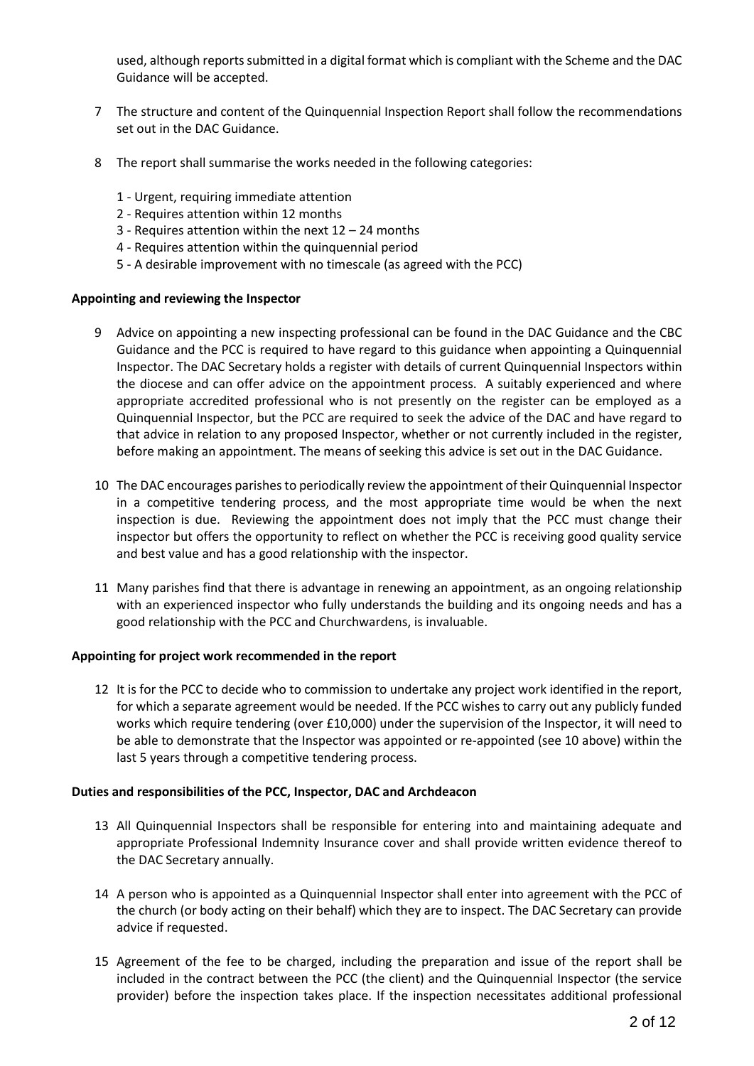used, although reports submitted in a digital format which is compliant with the Scheme and the DAC Guidance will be accepted.

7 The structure and content of the Quinquennial Inspection Report shall follow the recommendations set out in the DAC Guidance.

8 The report shall summarise the works needed in the following categories:

   1 - Urgent, requiring immediate attention
   2 - Requires attention within 12 months
   3 - Requires attention within the next 12 – 24 months
   4 - Requires attention within the quinquennial period
   5 - A desirable improvement with no timescale (as agreed with the PCC)

**Appointing and reviewing the Inspector**

9 Advice on appointing a new inspecting professional can be found in the DAC Guidance and the CBC Guidance and the PCC is required to have regard to this guidance when appointing a Quinquennial Inspector. The DAC Secretary holds a register with details of current Quinquennial Inspectors within the diocese and can offer advice on the appointment process. A suitably experienced and where appropriate accredited professional who is not presently on the register can be employed as a Quinquennial Inspector, but the PCC are required to seek the advice of the DAC and have regard to that advice in relation to any proposed Inspector, whether or not currently included in the register, before making an appointment. The means of seeking this advice is set out in the DAC Guidance.

10 The DAC encourages parishes to periodically review the appointment of their Quinquennial Inspector in a competitive tendering process, and the most appropriate time would be when the next inspection is due. Reviewing the appointment does not imply that the PCC must change their inspector but offers the opportunity to reflect on whether the PCC is receiving good quality service and best value and has a good relationship with the inspector.

11 Many parishes find that there is advantage in renewing an appointment, as an ongoing relationship with an experienced inspector who fully understands the building and its ongoing needs and has a good relationship with the PCC and Churchwardens, is invaluable.

**Appointing for project work recommended in the report**

12 It is for the PCC to decide who to commission to undertake any project work identified in the report, for which a separate agreement would be needed. If the PCC wishes to carry out any publicly funded works which require tendering (over £10,000) under the supervision of the Inspector, it will need to be able to demonstrate that the Inspector was appointed or re-appointed (see 10 above) within the last 5 years through a competitive tendering process.

**Duties and responsibilities of the PCC, Inspector, DAC and Archdeacon**

13 All Quinquennial Inspectors shall be responsible for entering into and maintaining adequate and appropriate Professional Indemnity Insurance cover and shall provide written evidence thereof to the DAC Secretary annually.

14 A person who is appointed as a Quinquennial Inspector shall enter into agreement with the PCC of the church (or body acting on their behalf) which they are to inspect. The DAC Secretary can provide advice if requested.

15 Agreement of the fee to be charged, including the preparation and issue of the report shall be included in the contract between the PCC (the client) and the Quinquennial Inspector (the service provider) before the inspection takes place. If the inspection necessitates additional professional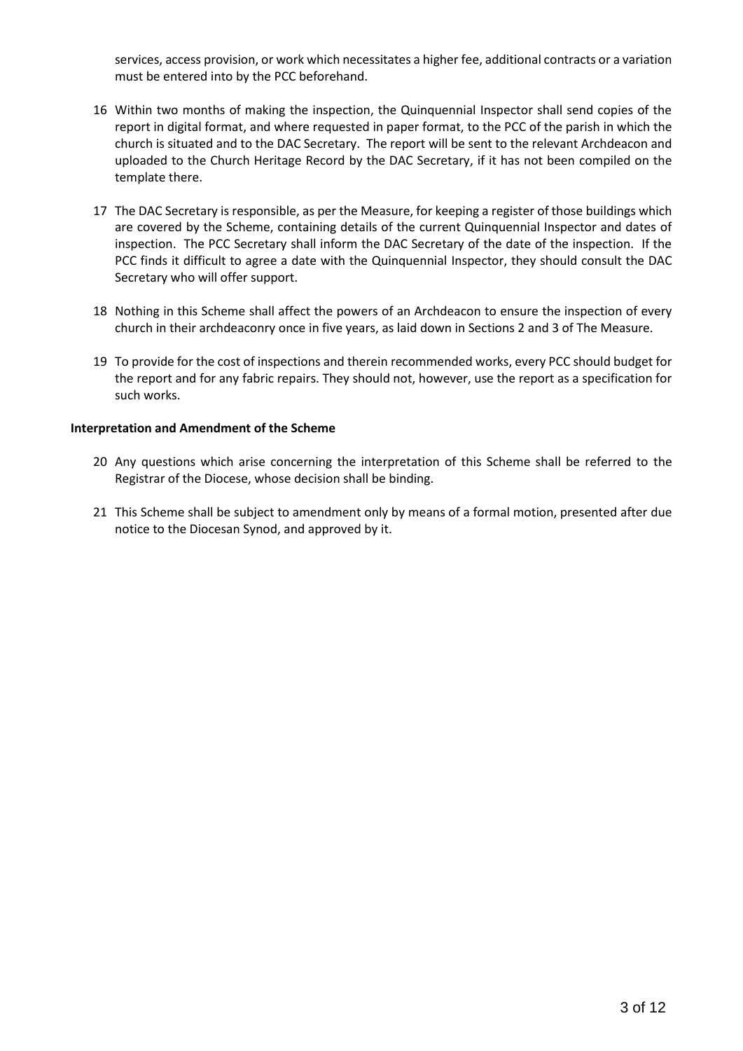services, access provision, or work which necessitates a higher fee, additional contracts or a variation must be entered into by the PCC beforehand.

16 Within two months of making the inspection, the Quinquennial Inspector shall send copies of the report in digital format, and where requested in paper format, to the PCC of the parish in which the church is situated and to the DAC Secretary. The report will be sent to the relevant Archdeacon and uploaded to the Church Heritage Record by the DAC Secretary, if it has not been compiled on the template there.

17 The DAC Secretary is responsible, as per the Measure, for keeping a register of those buildings which are covered by the Scheme, containing details of the current Quinquennial Inspector and dates of inspection. The PCC Secretary shall inform the DAC Secretary of the date of the inspection. If the PCC finds it difficult to agree a date with the Quinquennial Inspector, they should consult the DAC Secretary who will offer support.

18 Nothing in this Scheme shall affect the powers of an Archdeacon to ensure the inspection of every church in their archdeaconry once in five years, as laid down in Sections 2 and 3 of The Measure.

19 To provide for the cost of inspections and therein recommended works, every PCC should budget for the report and for any fabric repairs. They should not, however, use the report as a specification for such works.

**Interpretation and Amendment of the Scheme**

20 Any questions which arise concerning the interpretation of this Scheme shall be referred to the Registrar of the Diocese, whose decision shall be binding.

21 This Scheme shall be subject to amendment only by means of a formal motion, presented after due notice to the Diocesan Synod, and approved by it.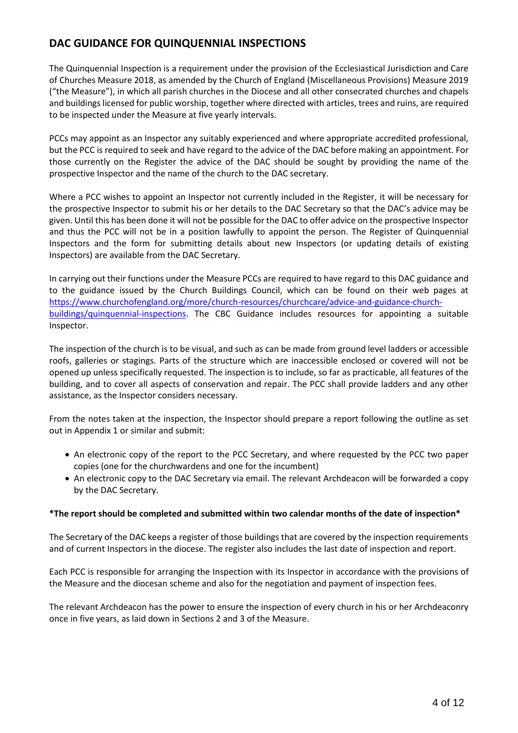## DAC GUIDANCE FOR QUINQUENNIAL INSPECTIONS

The Quinquennial Inspection is a requirement under the provision of the Ecclesiastical Jurisdiction and Care of Churches Measure 2018, as amended by the Church of England (Miscellaneous Provisions) Measure 2019 ("the Measure"), in which all parish churches in the Diocese and all other consecrated churches and chapels and buildings licensed for public worship, together where directed with articles, trees and ruins, are required to be inspected under the Measure at five yearly intervals.

PCCs may appoint as an Inspector any suitably experienced and where appropriate accredited professional, but the PCC is required to seek and have regard to the advice of the DAC before making an appointment. For those currently on the Register the advice of the DAC should be sought by providing the name of the prospective Inspector and the name of the church to the DAC secretary.

Where a PCC wishes to appoint an Inspector not currently included in the Register, it will be necessary for the prospective Inspector to submit his or her details to the DAC Secretary so that the DAC's advice may be given. Until this has been done it will not be possible for the DAC to offer advice on the prospective Inspector and thus the PCC will not be in a position lawfully to appoint the person. The Register of Quinquennial Inspectors and the form for submitting details about new Inspectors (or updating details of existing Inspectors) are available from the DAC Secretary.

In carrying out their functions under the Measure PCCs are required to have regard to this DAC guidance and to the guidance issued by the Church Buildings Council, which can be found on their web pages at [https://www.churchofengland.org/more/church-resources/churchcare/advice-and-guidance-church-buildings/quinquennial-inspections](https://www.churchofengland.org/more/church-resources/churchcare/advice-and-guidance-church-buildings/quinquennial-inspections). The CBC Guidance includes resources for appointing a suitable Inspector.

The inspection of the church is to be visual, and such as can be made from ground level ladders or accessible roofs, galleries or stagings. Parts of the structure which are inaccessible enclosed or covered will not be opened up unless specifically requested. The inspection is to include, so far as practicable, all features of the building, and to cover all aspects of conservation and repair. The PCC shall provide ladders and any other assistance, as the Inspector considers necessary.

From the notes taken at the inspection, the Inspector should prepare a report following the outline as set out in Appendix 1 or similar and submit:

- An electronic copy of the report to the PCC Secretary, and where requested by the PCC two paper copies (one for the churchwardens and one for the incumbent)
- An electronic copy to the DAC Secretary via email. The relevant Archdeacon will be forwarded a copy by the DAC Secretary.

**\*The report should be completed and submitted within two calendar months of the date of inspection\***

The Secretary of the DAC keeps a register of those buildings that are covered by the inspection requirements and of current Inspectors in the diocese. The register also includes the last date of inspection and report.

Each PCC is responsible for arranging the Inspection with its Inspector in accordance with the provisions of the Measure and the diocesan scheme and also for the negotiation and payment of inspection fees.

The relevant Archdeacon has the power to ensure the inspection of every church in his or her Archdeaconry once in five years, as laid down in Sections 2 and 3 of the Measure.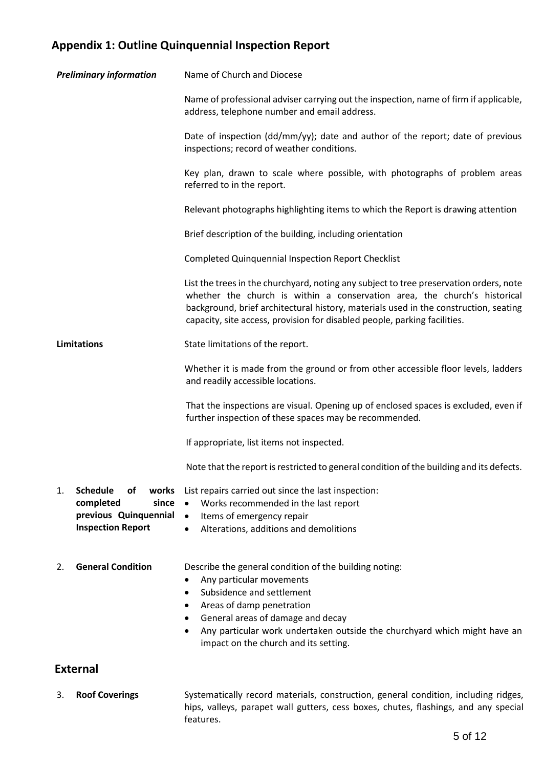## Appendix 1: Outline Quinquennial Inspection Report

***Preliminary information***

Name of Church and Diocese

Name of professional adviser carrying out the inspection, name of firm if applicable, address, telephone number and email address.

Date of inspection (dd/mm/yy); date and author of the report; date of previous inspections; record of weather conditions.

Key plan, drawn to scale where possible, with photographs of problem areas referred to in the report.

Relevant photographs highlighting items to which the Report is drawing attention

Brief description of the building, including orientation

Completed Quinquennial Inspection Report Checklist

List the trees in the churchyard, noting any subject to tree preservation orders, note whether the church is within a conservation area, the church's historical background, brief architectural history, materials used in the construction, seating capacity, site access, provision for disabled people, parking facilities.

**Limitations**

State limitations of the report.

Whether it is made from the ground or from other accessible floor levels, ladders and readily accessible locations.

That the inspections are visual. Opening up of enclosed spaces is excluded, even if further inspection of these spaces may be recommended.

If appropriate, list items not inspected.

Note that the report is restricted to general condition of the building and its defects.

1. **Schedule of works completed since previous Quinquennial Inspection Report**

   List repairs carried out since the last inspection:
   - Works recommended in the last report
   - Items of emergency repair
   - Alterations, additions and demolitions

2. **General Condition**

   Describe the general condition of the building noting:
   - Any particular movements
   - Subsidence and settlement
   - Areas of damp penetration
   - General areas of damage and decay
   - Any particular work undertaken outside the churchyard which might have an impact on the church and its setting.

## External

3. **Roof Coverings**

   Systematically record materials, construction, general condition, including ridges, hips, valleys, parapet wall gutters, cess boxes, chutes, flashings, and any special features.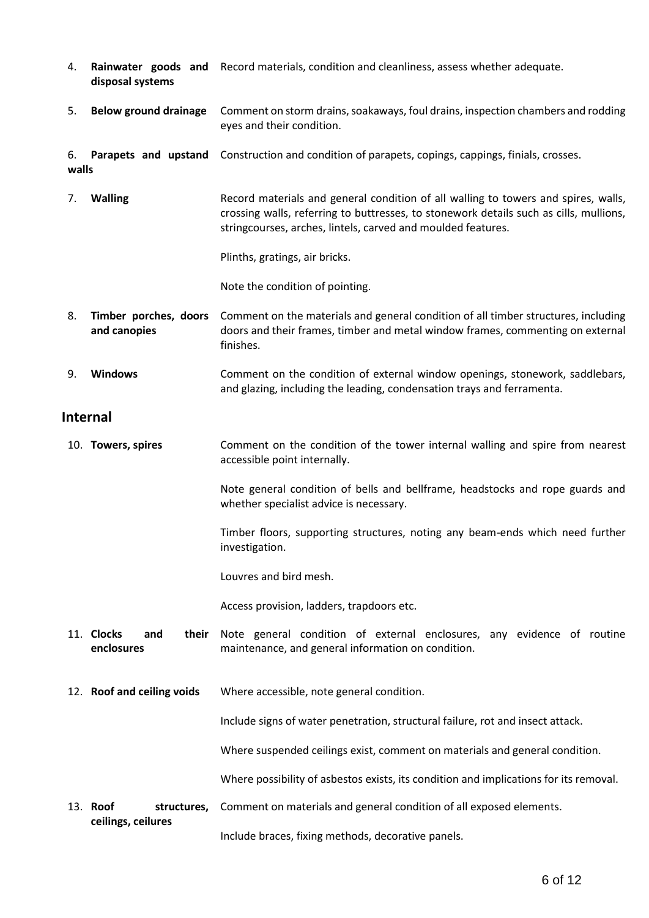4. **Rainwater goods and disposal systems** — Record materials, condition and cleanliness, assess whether adequate.

5. **Below ground drainage** — Comment on storm drains, soakaways, foul drains, inspection chambers and rodding eyes and their condition.

6. **Parapets and upstand walls** — Construction and condition of parapets, copings, cappings, finials, crosses.

7. **Walling** — Record materials and general condition of all walling to towers and spires, walls, crossing walls, referring to buttresses, to stonework details such as cills, mullions, stringcourses, arches, lintels, carved and moulded features.

   Plinths, gratings, air bricks.

   Note the condition of pointing.

8. **Timber porches, doors and canopies** — Comment on the materials and general condition of all timber structures, including doors and their frames, timber and metal window frames, commenting on external finishes.

9. **Windows** — Comment on the condition of external window openings, stonework, saddlebars, and glazing, including the leading, condensation trays and ferramenta.

## Internal

10. **Towers, spires** — Comment on the condition of the tower internal walling and spire from nearest accessible point internally.

    Note general condition of bells and bellframe, headstocks and rope guards and whether specialist advice is necessary.

    Timber floors, supporting structures, noting any beam-ends which need further investigation.

    Louvres and bird mesh.

    Access provision, ladders, trapdoors etc.

11. **Clocks and their enclosures** — Note general condition of external enclosures, any evidence of routine maintenance, and general information on condition.

12. **Roof and ceiling voids** — Where accessible, note general condition.

    Include signs of water penetration, structural failure, rot and insect attack.

    Where suspended ceilings exist, comment on materials and general condition.

    Where possibility of asbestos exists, its condition and implications for its removal.

13. **Roof structures, ceilings, ceilures** — Comment on materials and general condition of all exposed elements.

    Include braces, fixing methods, decorative panels.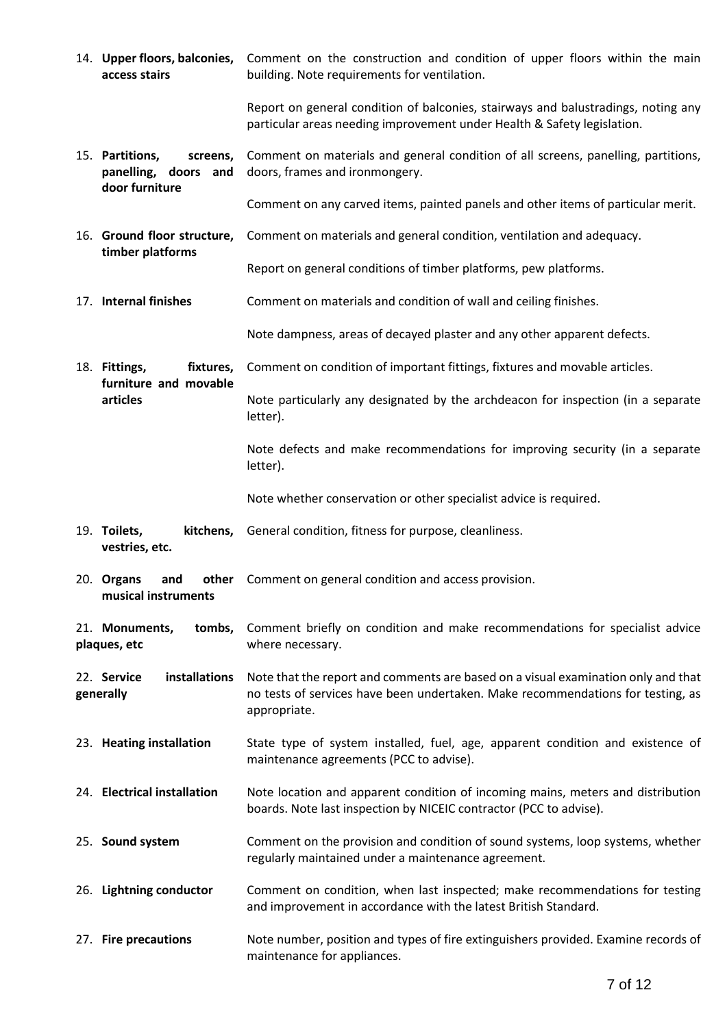14. **Upper floors, balconies, access stairs**

    Comment on the construction and condition of upper floors within the main building. Note requirements for ventilation.

    Report on general condition of balconies, stairways and balustradings, noting any particular areas needing improvement under Health & Safety legislation.

15. **Partitions, screens, panelling, doors and door furniture**

    Comment on materials and general condition of all screens, panelling, partitions, doors, frames and ironmongery.

    Comment on any carved items, painted panels and other items of particular merit.

16. **Ground floor structure, timber platforms**

    Comment on materials and general condition, ventilation and adequacy.

    Report on general conditions of timber platforms, pew platforms.

17. **Internal finishes**

    Comment on materials and condition of wall and ceiling finishes.

    Note dampness, areas of decayed plaster and any other apparent defects.

18. **Fittings, fixtures, furniture and movable articles**

    Comment on condition of important fittings, fixtures and movable articles.

    Note particularly any designated by the archdeacon for inspection (in a separate letter).

    Note defects and make recommendations for improving security (in a separate letter).

    Note whether conservation or other specialist advice is required.

19. **Toilets, kitchens, vestries, etc.**

    General condition, fitness for purpose, cleanliness.

20. **Organs and other musical instruments**

    Comment on general condition and access provision.

21. **Monuments, tombs, plaques, etc**

    Comment briefly on condition and make recommendations for specialist advice where necessary.

22. **Service installations generally**

    Note that the report and comments are based on a visual examination only and that no tests of services have been undertaken. Make recommendations for testing, as appropriate.

23. **Heating installation**

    State type of system installed, fuel, age, apparent condition and existence of maintenance agreements (PCC to advise).

24. **Electrical installation**

    Note location and apparent condition of incoming mains, meters and distribution boards. Note last inspection by NICEIC contractor (PCC to advise).

25. **Sound system**

    Comment on the provision and condition of sound systems, loop systems, whether regularly maintained under a maintenance agreement.

26. **Lightning conductor**

    Comment on condition, when last inspected; make recommendations for testing and improvement in accordance with the latest British Standard.

27. **Fire precautions**

    Note number, position and types of fire extinguishers provided. Examine records of maintenance for appliances.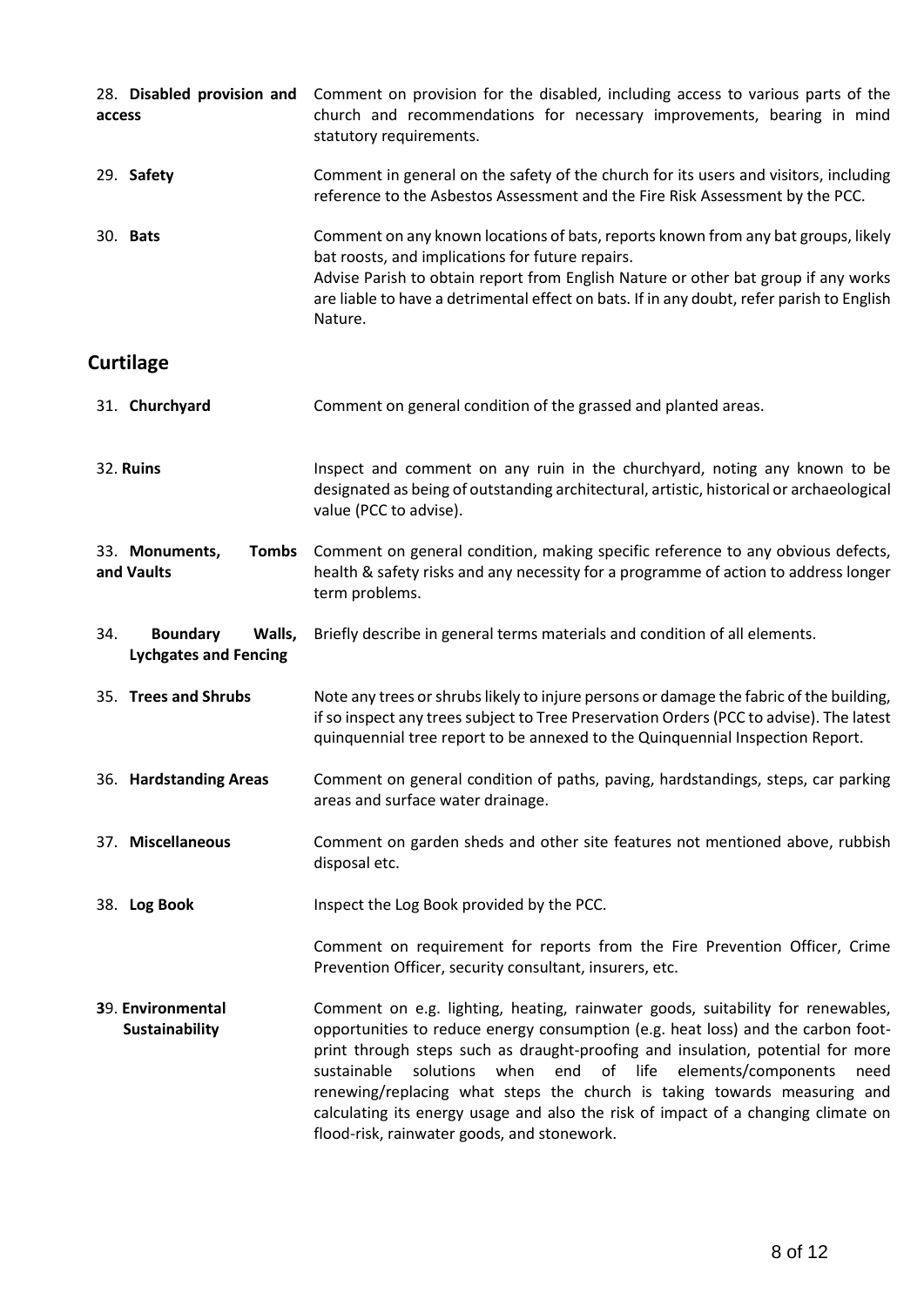**28. Disabled provision and access**

Comment on provision for the disabled, including access to various parts of the church and recommendations for necessary improvements, bearing in mind statutory requirements.

**29. Safety**

Comment in general on the safety of the church for its users and visitors, including reference to the Asbestos Assessment and the Fire Risk Assessment by the PCC.

**30. Bats**

Comment on any known locations of bats, reports known from any bat groups, likely bat roosts, and implications for future repairs.
Advise Parish to obtain report from English Nature or other bat group if any works are liable to have a detrimental effect on bats. If in any doubt, refer parish to English Nature.

## Curtilage

**31. Churchyard**

Comment on general condition of the grassed and planted areas.

**32. Ruins**

Inspect and comment on any ruin in the churchyard, noting any known to be designated as being of outstanding architectural, artistic, historical or archaeological value (PCC to advise).

**33. Monuments, Tombs and Vaults**

Comment on general condition, making specific reference to any obvious defects, health & safety risks and any necessity for a programme of action to address longer term problems.

**34. Boundary Walls, Lychgates and Fencing**

Briefly describe in general terms materials and condition of all elements.

**35. Trees and Shrubs**

Note any trees or shrubs likely to injure persons or damage the fabric of the building, if so inspect any trees subject to Tree Preservation Orders (PCC to advise). The latest quinquennial tree report to be annexed to the Quinquennial Inspection Report.

**36. Hardstanding Areas**

Comment on general condition of paths, paving, hardstandings, steps, car parking areas and surface water drainage.

**37. Miscellaneous**

Comment on garden sheds and other site features not mentioned above, rubbish disposal etc.

**38. Log Book**

Inspect the Log Book provided by the PCC.

Comment on requirement for reports from the Fire Prevention Officer, Crime Prevention Officer, security consultant, insurers, etc.

**39. Environmental Sustainability**

Comment on e.g. lighting, heating, rainwater goods, suitability for renewables, opportunities to reduce energy consumption (e.g. heat loss) and the carbon foot-print through steps such as draught-proofing and insulation, potential for more sustainable solutions when end of life elements/components need renewing/replacing what steps the church is taking towards measuring and calculating its energy usage and also the risk of impact of a changing climate on flood-risk, rainwater goods, and stonework.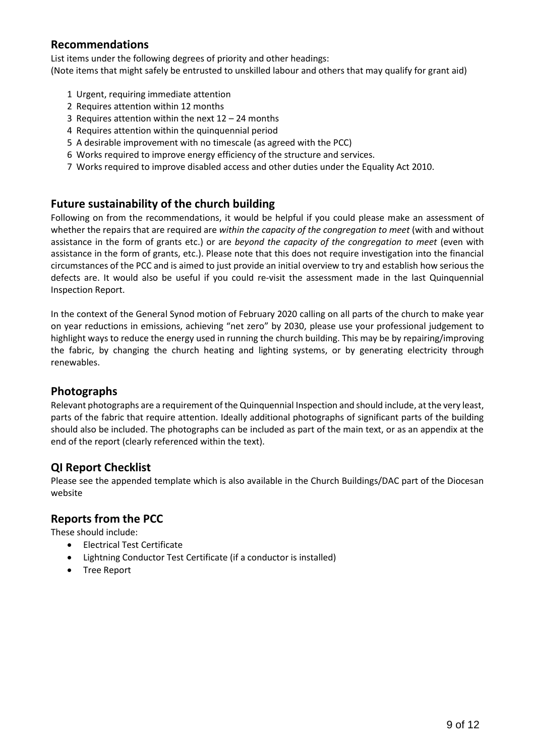## Recommendations

List items under the following degrees of priority and other headings:
(Note items that might safely be entrusted to unskilled labour and others that may qualify for grant aid)

1. Urgent, requiring immediate attention
2. Requires attention within 12 months
3. Requires attention within the next 12 – 24 months
4. Requires attention within the quinquennial period
5. A desirable improvement with no timescale (as agreed with the PCC)
6. Works required to improve energy efficiency of the structure and services.
7. Works required to improve disabled access and other duties under the Equality Act 2010.

## Future sustainability of the church building

Following on from the recommendations, it would be helpful if you could please make an assessment of whether the repairs that are required are *within the capacity of the congregation to meet* (with and without assistance in the form of grants etc.) or are *beyond the capacity of the congregation to meet* (even with assistance in the form of grants, etc.). Please note that this does not require investigation into the financial circumstances of the PCC and is aimed to just provide an initial overview to try and establish how serious the defects are. It would also be useful if you could re-visit the assessment made in the last Quinquennial Inspection Report.

In the context of the General Synod motion of February 2020 calling on all parts of the church to make year on year reductions in emissions, achieving "net zero" by 2030, please use your professional judgement to highlight ways to reduce the energy used in running the church building. This may be by repairing/improving the fabric, by changing the church heating and lighting systems, or by generating electricity through renewables.

## Photographs

Relevant photographs are a requirement of the Quinquennial Inspection and should include, at the very least, parts of the fabric that require attention. Ideally additional photographs of significant parts of the building should also be included. The photographs can be included as part of the main text, or as an appendix at the end of the report (clearly referenced within the text).

## QI Report Checklist

Please see the appended template which is also available in the Church Buildings/DAC part of the Diocesan website

## Reports from the PCC

These should include:

- Electrical Test Certificate
- Lightning Conductor Test Certificate (if a conductor is installed)
- Tree Report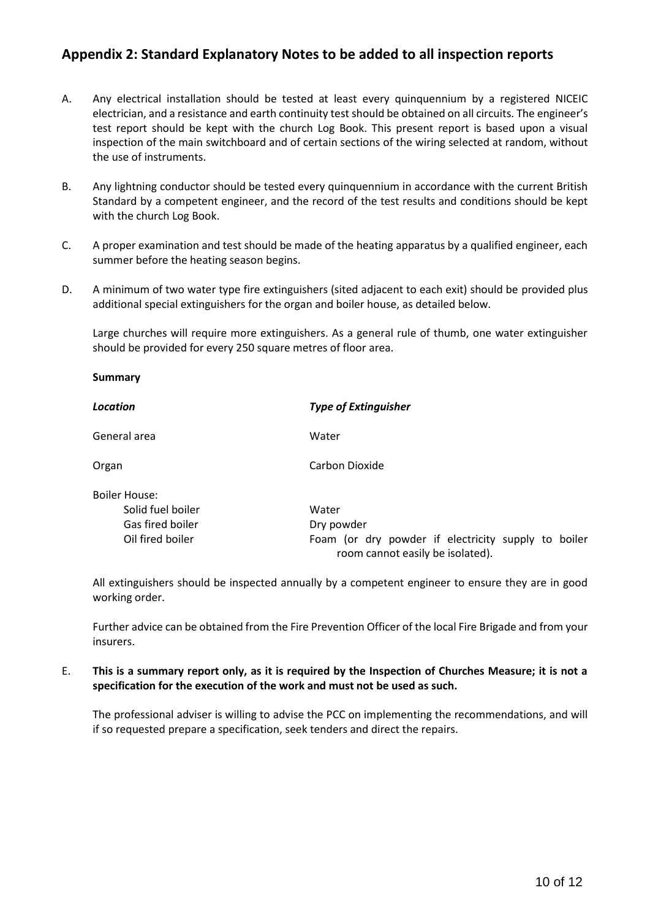## Appendix 2: Standard Explanatory Notes to be added to all inspection reports

A. Any electrical installation should be tested at least every quinquennium by a registered NICEIC electrician, and a resistance and earth continuity test should be obtained on all circuits. The engineer's test report should be kept with the church Log Book. This present report is based upon a visual inspection of the main switchboard and of certain sections of the wiring selected at random, without the use of instruments.

B. Any lightning conductor should be tested every quinquennium in accordance with the current British Standard by a competent engineer, and the record of the test results and conditions should be kept with the church Log Book.

C. A proper examination and test should be made of the heating apparatus by a qualified engineer, each summer before the heating season begins.

D. A minimum of two water type fire extinguishers (sited adjacent to each exit) should be provided plus additional special extinguishers for the organ and boiler house, as detailed below.

   Large churches will require more extinguishers. As a general rule of thumb, one water extinguisher should be provided for every 250 square metres of floor area.

   **Summary**

| *Location* | *Type of Extinguisher* |
|---|---|
| General area | Water |
| Organ | Carbon Dioxide |
| Boiler House: | |
| Solid fuel boiler | Water |
| Gas fired boiler | Dry powder |
| Oil fired boiler | Foam (or dry powder if electricity supply to boiler room cannot easily be isolated). |

   All extinguishers should be inspected annually by a competent engineer to ensure they are in good working order.

   Further advice can be obtained from the Fire Prevention Officer of the local Fire Brigade and from your insurers.

E. **This is a summary report only, as it is required by the Inspection of Churches Measure; it is not a specification for the execution of the work and must not be used as such.**

   The professional adviser is willing to advise the PCC on implementing the recommendations, and will if so requested prepare a specification, seek tenders and direct the repairs.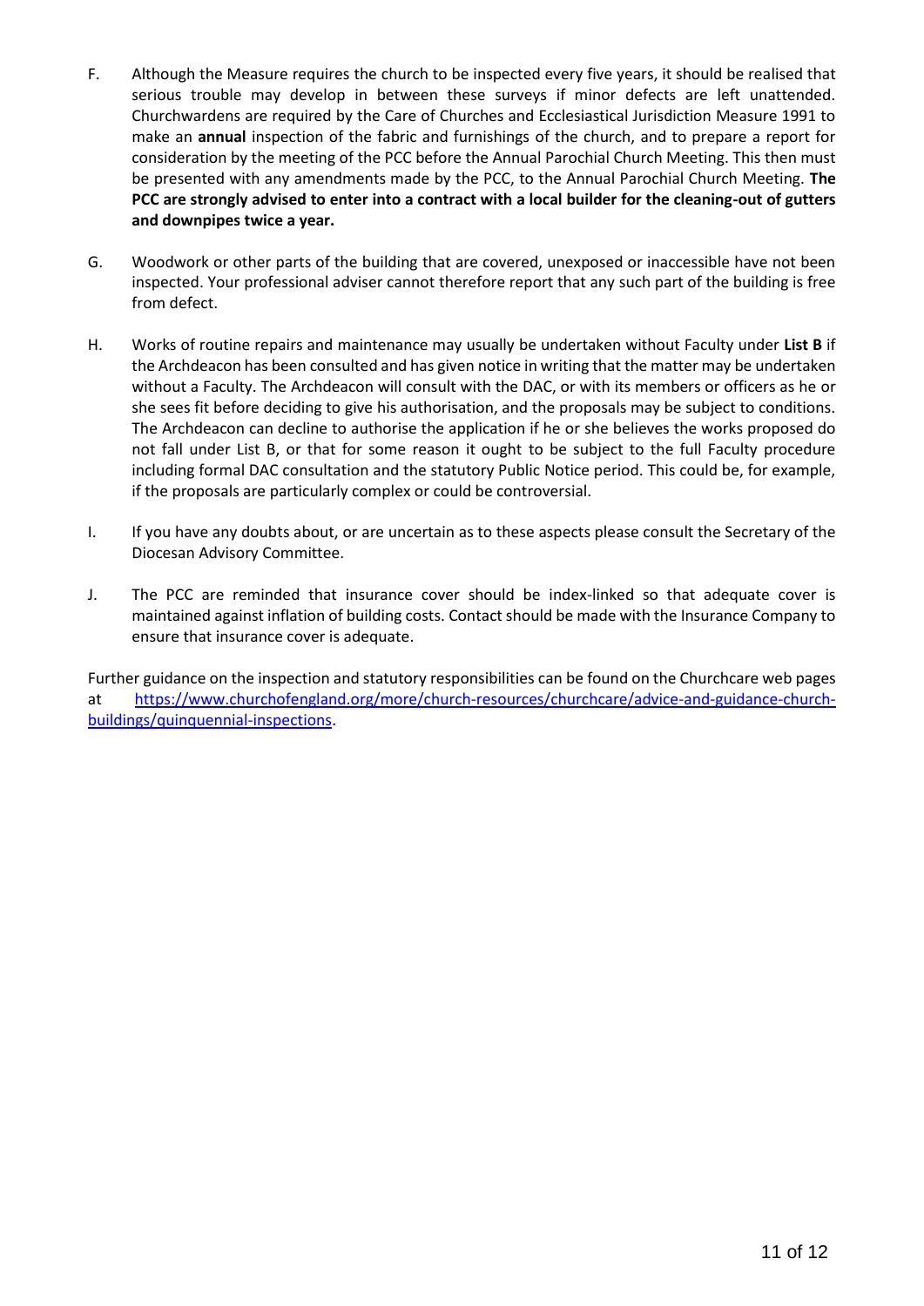F. Although the Measure requires the church to be inspected every five years, it should be realised that serious trouble may develop in between these surveys if minor defects are left unattended. Churchwardens are required by the Care of Churches and Ecclesiastical Jurisdiction Measure 1991 to make an **annual** inspection of the fabric and furnishings of the church, and to prepare a report for consideration by the meeting of the PCC before the Annual Parochial Church Meeting. This then must be presented with any amendments made by the PCC, to the Annual Parochial Church Meeting. **The PCC are strongly advised to enter into a contract with a local builder for the cleaning-out of gutters and downpipes twice a year.**

G. Woodwork or other parts of the building that are covered, unexposed or inaccessible have not been inspected. Your professional adviser cannot therefore report that any such part of the building is free from defect.

H. Works of routine repairs and maintenance may usually be undertaken without Faculty under **List B** if the Archdeacon has been consulted and has given notice in writing that the matter may be undertaken without a Faculty. The Archdeacon will consult with the DAC, or with its members or officers as he or she sees fit before deciding to give his authorisation, and the proposals may be subject to conditions. The Archdeacon can decline to authorise the application if he or she believes the works proposed do not fall under List B, or that for some reason it ought to be subject to the full Faculty procedure including formal DAC consultation and the statutory Public Notice period. This could be, for example, if the proposals are particularly complex or could be controversial.

I. If you have any doubts about, or are uncertain as to these aspects please consult the Secretary of the Diocesan Advisory Committee.

J. The PCC are reminded that insurance cover should be index-linked so that adequate cover is maintained against inflation of building costs. Contact should be made with the Insurance Company to ensure that insurance cover is adequate.

Further guidance on the inspection and statutory responsibilities can be found on the Churchcare web pages at [https://www.churchofengland.org/more/church-resources/churchcare/advice-and-guidance-church-buildings/quinquennial-inspections](https://www.churchofengland.org/more/church-resources/churchcare/advice-and-guidance-church-buildings/quinquennial-inspections).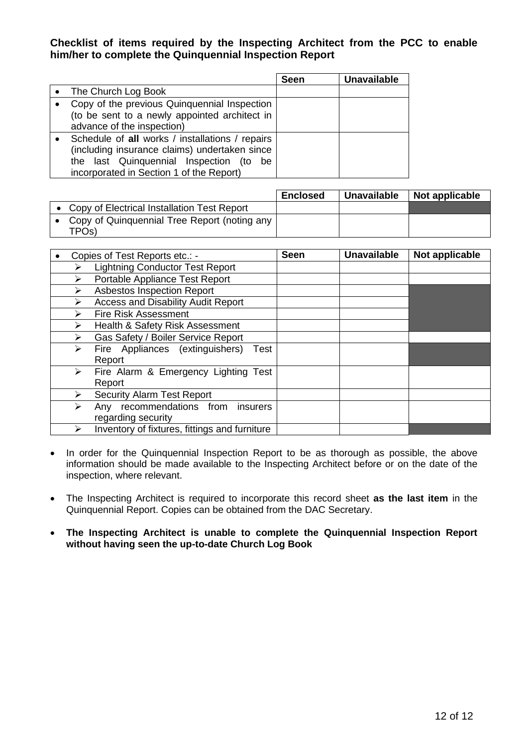**Checklist of items required by the Inspecting Architect from the PCC to enable him/her to complete the Quinquennial Inspection Report**

| | Seen | Unavailable |
|---|---|---|
| • The Church Log Book | | |
| • Copy of the previous Quinquennial Inspection (to be sent to a newly appointed architect in advance of the inspection) | | |
| • Schedule of **all** works / installations / repairs (including insurance claims) undertaken since the last Quinquennial Inspection (to be incorporated in Section 1 of the Report) | | |

| | Enclosed | Unavailable | Not applicable |
|---|---|---|---|
| • Copy of Electrical Installation Test Report | | | |
| • Copy of Quinquennial Tree Report (noting any TPOs) | | | |

| • Copies of Test Reports etc.: - | Seen | Unavailable | Not applicable |
|---|---|---|---|
| ➢ Lightning Conductor Test Report | | | |
| ➢ Portable Appliance Test Report | | | |
| ➢ Asbestos Inspection Report | | | |
| ➢ Access and Disability Audit Report | | | |
| ➢ Fire Risk Assessment | | | |
| ➢ Health & Safety Risk Assessment | | | |
| ➢ Gas Safety / Boiler Service Report | | | |
| ➢ Fire Appliances (extinguishers) Test Report | | | |
| ➢ Fire Alarm & Emergency Lighting Test Report | | | |
| ➢ Security Alarm Test Report | | | |
| ➢ Any recommendations from insurers regarding security | | | |
| ➢ Inventory of fixtures, fittings and furniture | | | |

- In order for the Quinquennial Inspection Report to be as thorough as possible, the above information should be made available to the Inspecting Architect before or on the date of the inspection, where relevant.
- The Inspecting Architect is required to incorporate this record sheet **as the last item** in the Quinquennial Report. Copies can be obtained from the DAC Secretary.
- **The Inspecting Architect is unable to complete the Quinquennial Inspection Report without having seen the up-to-date Church Log Book**